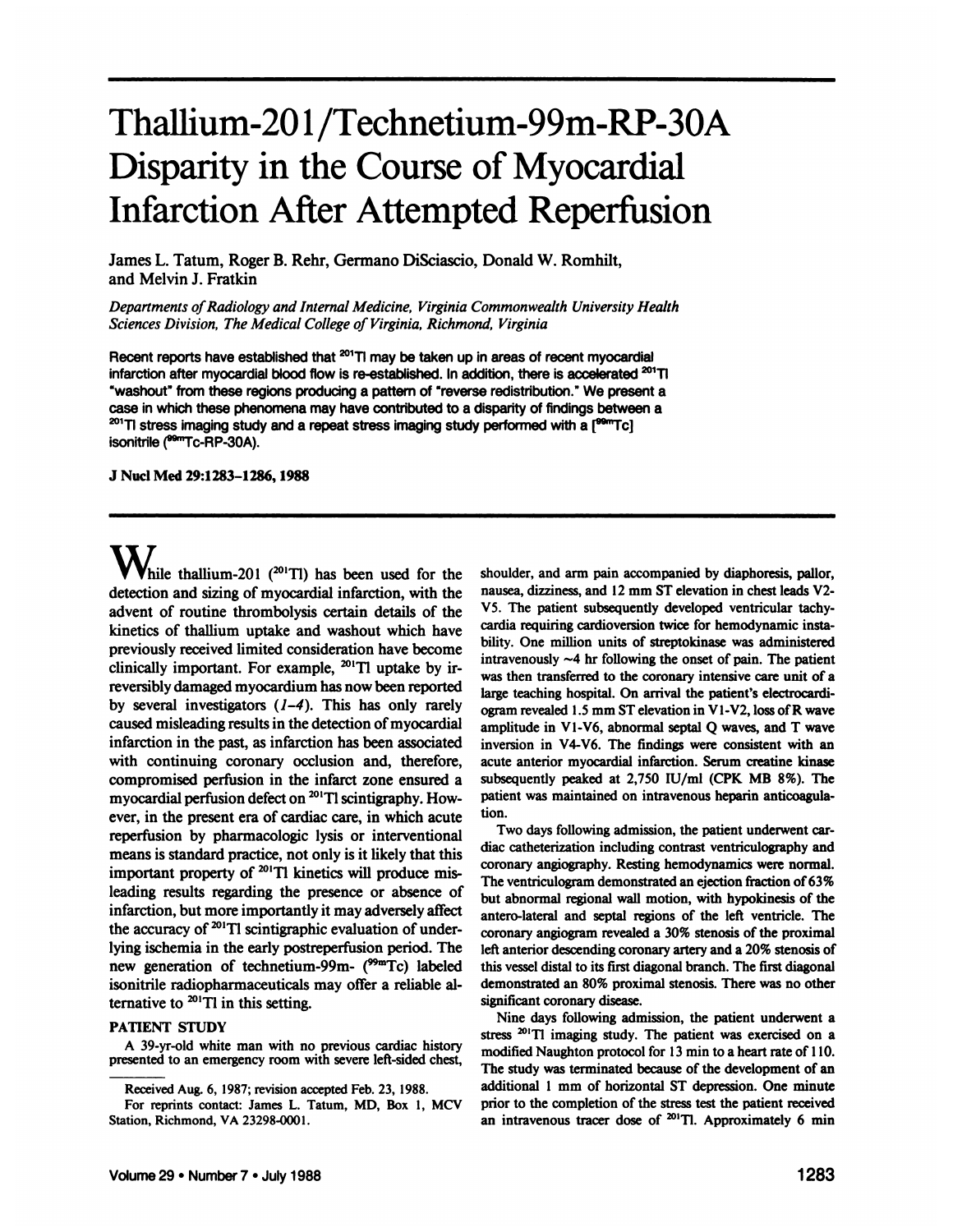# Thallium-201/Technetium-99m-RP-30A Disparity in the Course of Myocardial Infarction After Attempted Reperfusion

James L. Tatum, Roger B. Rehr, Germano DiSciascio, Donald W. Romhilt, and Melvin J. Fratkin

*Departments of Radiology and Internal Medicine, Virginia Commonwealth University Health Sciences Division, The Medical College of Virginia, Richmond, Virginia*

Recent reports have established that $^{201}Tl$ may be taken up in areas of recent myocardial infarction after myocardial blood flow is re-established. In addition, there is accelerated $^{201}Tl$ "washout" from these regions producing a pattern of "reverse redistribution." We present a case in which these phenomena may have contributed to a disparity of findings between a $^{201}Tl$ stress imaging study and a repeat stress imaging study performed with a [$^{99m}Tc$] isonitrile ($^{99m}Tc$-RP-30A).

**J Nucl Med 29:1283–1286, 1988**

While thallium-201 ($^{201}Tl$) has been used for the detection and sizing of myocardial infarction, with the advent of routine thrombolysis certain details of the kinetics of thallium uptake and washout which have previously received limited consideration have become clinically important. For example, $^{201}Tl$ uptake by irreversibly damaged myocardium has now been reported by several investigators (*1–4*). This has only rarely caused misleading results in the detection of myocardial infarction in the past, as infarction has been associated with continuing coronary occlusion and, therefore, compromised perfusion in the infarct zone ensured a myocardial perfusion defect on $^{201}Tl$ scintigraphy. However, in the present era of cardiac care, in which acute reperfusion by pharmacologic lysis or interventional means is standard practice, not only is it likely that this important property of $^{201}Tl$ kinetics will produce misleading results regarding the presence or absence of infarction, but more importantly it may adversely affect the accuracy of $^{201}Tl$ scintigraphic evaluation of underlying ischemia in the early postreperfusion period. The new generation of technetium-99m- ($^{99m}Tc$) labeled isonitrile radiopharmaceuticals may offer a reliable alternative to $^{201}Tl$ in this setting.

## PATIENT STUDY

A 39-yr-old white man with no previous cardiac history presented to an emergency room with severe left-sided chest, shoulder, and arm pain accompanied by diaphoresis, pallor, nausea, dizziness, and 12 mm ST elevation in chest leads V2-V5. The patient subsequently developed ventricular tachycardia requiring cardioversion twice for hemodynamic instability. One million units of streptokinase was administered intravenously ~4 hr following the onset of pain. The patient was then transferred to the coronary intensive care unit of a large teaching hospital. On arrival the patient's electrocardiogram revealed 1.5 mm ST elevation in V1-V2, loss of R wave amplitude in V1-V6, abnormal septal Q waves, and T wave inversion in V4-V6. The findings were consistent with an acute anterior myocardial infarction. Serum creatine kinase subsequently peaked at 2,750 IU/ml (CPK MB 8%). The patient was maintained on intravenous heparin anticoagulation.

Two days following admission, the patient underwent cardiac catheterization including contrast ventriculography and coronary angiography. Resting hemodynamics were normal. The ventriculogram demonstrated an ejection fraction of 63% but abnormal regional wall motion, with hypokinesis of the antero-lateral and septal regions of the left ventricle. The coronary angiogram revealed a 30% stenosis of the proximal left anterior descending coronary artery and a 20% stenosis of this vessel distal to its first diagonal branch. The first diagonal demonstrated an 80% proximal stenosis. There was no other significant coronary disease.

Nine days following admission, the patient underwent a stress $^{201}Tl$ imaging study. The patient was exercised on a modified Naughton protocol for 13 min to a heart rate of 110. The study was terminated because of the development of an additional 1 mm of horizontal ST depression. One minute prior to the completion of the stress test the patient received an intravenous tracer dose of $^{201}Tl$. Approximately 6 min

Received Aug. 6, 1987; revision accepted Feb. 23, 1988.

For reprints contact: James L. Tatum, MD, Box 1, MCV Station, Richmond, VA 23298-0001.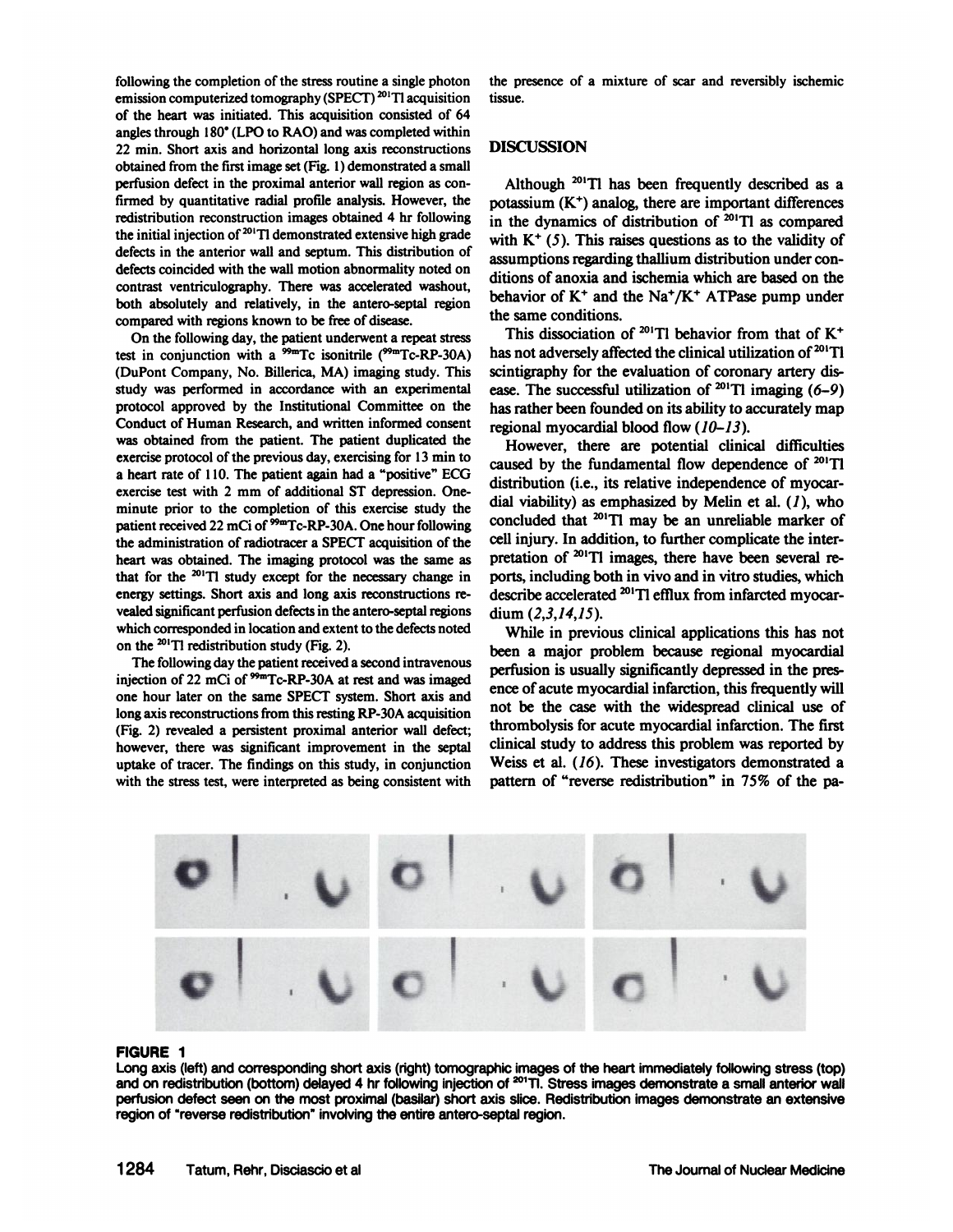following the completion of the stress routine a single photon emission computerized tomography (SPECT) $^{201}$Tl acquisition of the heart was initiated. This acquisition consisted of 64 angles through 180° (LPO to RAO) and was completed within 22 min. Short axis and horizontal long axis reconstructions obtained from the first image set (Fig. 1) demonstrated a small perfusion defect in the proximal anterior wall region as confirmed by quantitative radial profile analysis. However, the redistribution reconstruction images obtained 4 hr following the initial injection of $^{201}$Tl demonstrated extensive high grade defects in the anterior wall and septum. This distribution of defects coincided with the wall motion abnormality noted on contrast ventriculography. There was accelerated washout, both absolutely and relatively, in the antero-septal region compared with regions known to be free of disease.

On the following day, the patient underwent a repeat stress test in conjunction with a $^{99m}$Tc isonitrile ($^{99m}$Tc-RP-30A) (DuPont Company, No. Billerica, MA) imaging study. This study was performed in accordance with an experimental protocol approved by the Institutional Committee on the Conduct of Human Research, and written informed consent was obtained from the patient. The patient duplicated the exercise protocol of the previous day, exercising for 13 min to a heart rate of 110. The patient again had a "positive" ECG exercise test with 2 mm of additional ST depression. One-minute prior to the completion of this exercise study the patient received 22 mCi of $^{99m}$Tc-RP-30A. One hour following the administration of radiotracer a SPECT acquisition of the heart was obtained. The imaging protocol was the same as that for the $^{201}$Tl study except for the necessary change in energy settings. Short axis and long axis reconstructions revealed significant perfusion defects in the antero-septal regions which corresponded in location and extent to the defects noted on the $^{201}$Tl redistribution study (Fig. 2).

The following day the patient received a second intravenous injection of 22 mCi of $^{99m}$Tc-RP-30A at rest and was imaged one hour later on the same SPECT system. Short axis and long axis reconstructions from this resting RP-30A acquisition (Fig. 2) revealed a persistent proximal anterior wall defect; however, there was significant improvement in the septal uptake of tracer. The findings on this study, in conjunction with the stress test, were interpreted as being consistent with the presence of a mixture of scar and reversibly ischemic tissue.

## DISCUSSION

Although $^{201}$Tl has been frequently described as a potassium ($K^+$) analog, there are important differences in the dynamics of distribution of $^{201}$Tl as compared with $K^+$ (*5*). This raises questions as to the validity of assumptions regarding thallium distribution under conditions of anoxia and ischemia which are based on the behavior of $K^+$ and the $Na^+/K^+$ ATPase pump under the same conditions.

This dissociation of $^{201}$Tl behavior from that of $K^+$ has not adversely affected the clinical utilization of $^{201}$Tl scintigraphy for the evaluation of coronary artery disease. The successful utilization of $^{201}$Tl imaging (*6–9*) has rather been founded on its ability to accurately map regional myocardial blood flow (*10–13*).

However, there are potential clinical difficulties caused by the fundamental flow dependence of $^{201}$Tl distribution (i.e., its relative independence of myocardial viability) as emphasized by Melin et al. (*1*), who concluded that $^{201}$Tl may be an unreliable marker of cell injury. In addition, to further complicate the interpretation of $^{201}$Tl images, there have been several reports, including both in vivo and in vitro studies, which describe accelerated $^{201}$Tl efflux from infarcted myocardium (*2,3,14,15*).

While in previous clinical applications this has not been a major problem because regional myocardial perfusion is usually significantly depressed in the presence of acute myocardial infarction, this frequently will not be the case with the widespread clinical use of thrombolysis for acute myocardial infarction. The first clinical study to address this problem was reported by Weiss et al. (*16*). These investigators demonstrated a pattern of "reverse redistribution" in 75% of the pa-

**FIGURE 1**
Long axis (left) and corresponding short axis (right) tomographic images of the heart immediately following stress (top) and on redistribution (bottom) delayed 4 hr following injection of $^{201}$Tl. Stress images demonstrate a small anterior wall perfusion defect seen on the most proximal (basilar) short axis slice. Redistribution images demonstrate an extensive region of "reverse redistribution" involving the entire antero-septal region.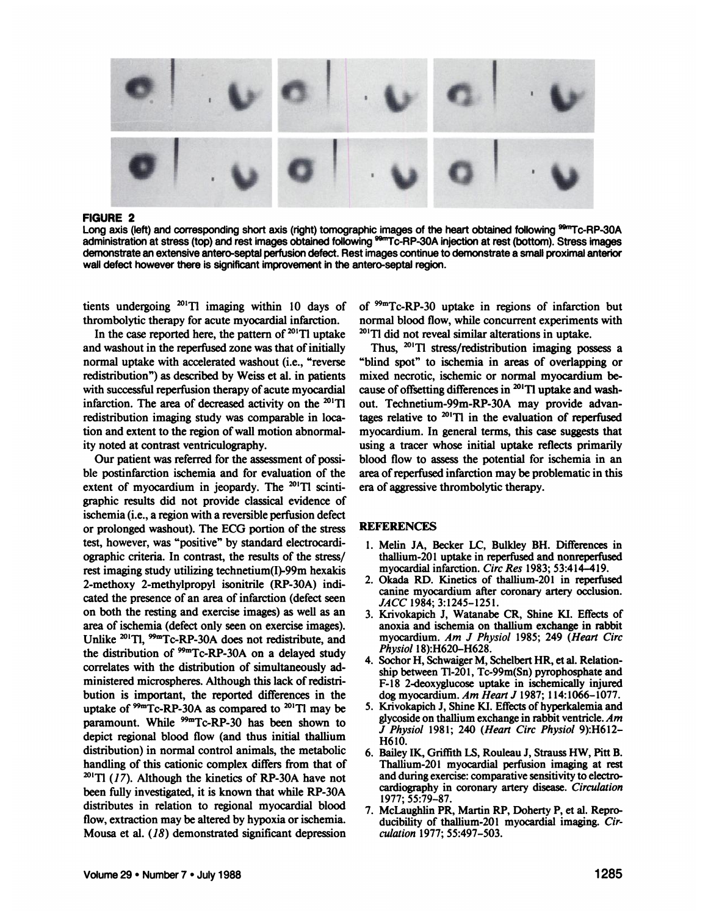**FIGURE 2**

Long axis (left) and corresponding short axis (right) tomographic images of the heart obtained following $^{99m}$Tc-RP-30A administration at stress (top) and rest images obtained following $^{99m}$Tc-RP-30A injection at rest (bottom). Stress images demonstrate an extensive antero-septal perfusion defect. Rest images continue to demonstrate a small proximal anterior wall defect however there is significant improvement in the antero-septal region.

tients undergoing $^{201}$Tl imaging within 10 days of thrombolytic therapy for acute myocardial infarction.

In the case reported here, the pattern of $^{201}$Tl uptake and washout in the reperfused zone was that of initially normal uptake with accelerated washout (i.e., "reverse redistribution") as described by Weiss et al. in patients with successful reperfusion therapy of acute myocardial infarction. The area of decreased activity on the $^{201}$Tl redistribution imaging study was comparable in location and extent to the region of wall motion abnormality noted at contrast ventriculography.

Our patient was referred for the assessment of possible postinfarction ischemia and for evaluation of the extent of myocardium in jeopardy. The $^{201}$Tl scintigraphic results did not provide classical evidence of ischemia (i.e., a region with a reversible perfusion defect or prolonged washout). The ECG portion of the stress test, however, was "positive" by standard electrocardiographic criteria. In contrast, the results of the stress/rest imaging study utilizing technetium(I)-99m hexakis 2-methoxy 2-methylpropyl isonitrile (RP-30A) indicated the presence of an area of infarction (defect seen on both the resting and exercise images) as well as an area of ischemia (defect only seen on exercise images). Unlike $^{201}$Tl, $^{99m}$Tc-RP-30A does not redistribute, and the distribution of $^{99m}$Tc-RP-30A on a delayed study correlates with the distribution of simultaneously administered microspheres. Although this lack of redistribution is important, the reported differences in the uptake of $^{99m}$Tc-RP-30A as compared to $^{201}$Tl may be paramount. While $^{99m}$Tc-RP-30 has been shown to depict regional blood flow (and thus initial thallium distribution) in normal control animals, the metabolic handling of this cationic complex differs from that of $^{201}$Tl (*17*). Although the kinetics of RP-30A have not been fully investigated, it is known that while RP-30A distributes in relation to regional myocardial blood flow, extraction may be altered by hypoxia or ischemia. Mousa et al. (*18*) demonstrated significant depression of $^{99m}$Tc-RP-30 uptake in regions of infarction but normal blood flow, while concurrent experiments with $^{201}$Tl did not reveal similar alterations in uptake.

Thus, $^{201}$Tl stress/redistribution imaging possess a "blind spot" to ischemia in areas of overlapping or mixed necrotic, ischemic or normal myocardium because of offsetting differences in $^{201}$Tl uptake and washout. Technetium-99m-RP-30A may provide advantages relative to $^{201}$Tl in the evaluation of reperfused myocardium. In general terms, this case suggests that using a tracer whose initial uptake reflects primarily blood flow to assess the potential for ischemia in an area of reperfused infarction may be problematic in this era of aggressive thrombolytic therapy.

## REFERENCES

1. Melin JA, Becker LC, Bulkley BH. Differences in thallium-201 uptake in reperfused and nonreperfused myocardial infarction. *Circ Res* 1983; 53:414–419.
2. Okada RD. Kinetics of thallium-201 in reperfused canine myocardium after coronary artery occlusion. *JACC* 1984; 3:1245–1251.
3. Krivokapich J, Watanabe CR, Shine KI. Effects of anoxia and ischemia on thallium exchange in rabbit myocardium. *Am J Physiol* 1985; 249 (*Heart Circ Physiol* 18):H620–H628.
4. Sochor H, Schwaiger M, Schelbert HR, et al. Relationship between Tl-201, Tc-99m(Sn) pyrophosphate and F-18 2-deoxyglucose uptake in ischemically injured dog myocardium. *Am Heart J* 1987; 114:1066–1077.
5. Krivokapich J, Shine KI. Effects of hyperkalemia and glycoside on thallium exchange in rabbit ventricle. *Am J Physiol* 1981; 240 (*Heart Circ Physiol* 9):H612–H610.
6. Bailey IK, Griffith LS, Rouleau J, Strauss HW, Pitt B. Thallium-201 myocardial perfusion imaging at rest and during exercise: comparative sensitivity to electrocardiography in coronary artery disease. *Circulation* 1977; 55:79–87.
7. McLaughlin PR, Martin RP, Doherty P, et al. Reproducibility of thallium-201 myocardial imaging. *Circulation* 1977; 55:497–503.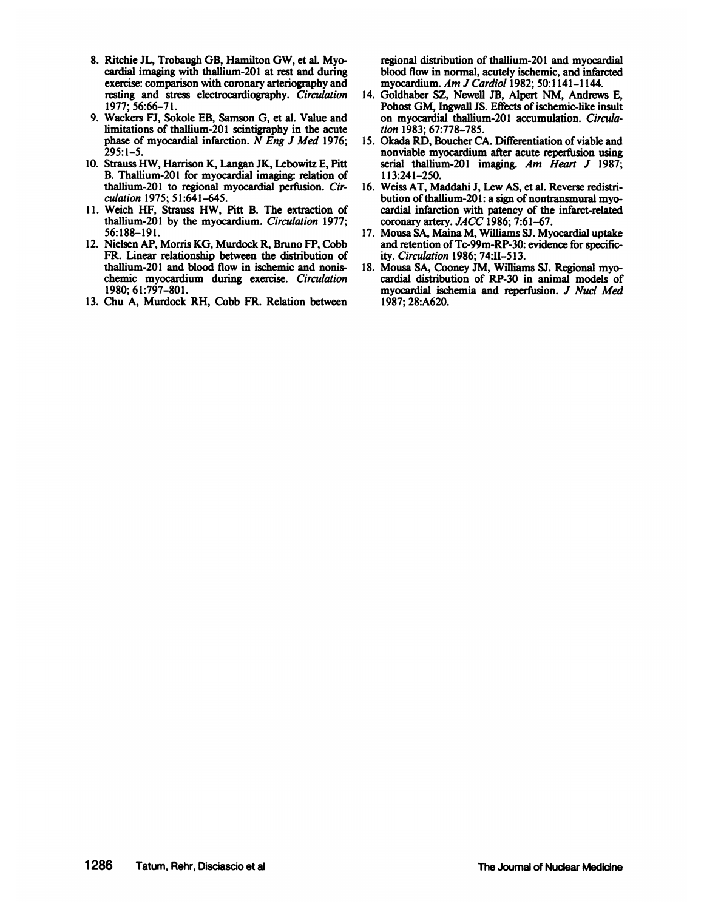8. Ritchie JL, Trobaugh GB, Hamilton GW, et al. Myocardial imaging with thallium-201 at rest and during exercise: comparison with coronary arteriography and resting and stress electrocardiography. *Circulation* 1977; 56:66–71.
9. Wackers FJ, Sokole EB, Samson G, et al. Value and limitations of thallium-201 scintigraphy in the acute phase of myocardial infarction. *N Eng J Med* 1976; 295:1–5.
10. Strauss HW, Harrison K, Langan JK, Lebowitz E, Pitt B. Thallium-201 for myocardial imaging: relation of thallium-201 to regional myocardial perfusion. *Circulation* 1975; 51:641–645.
11. Weich HF, Strauss HW, Pitt B. The extraction of thallium-201 by the myocardium. *Circulation* 1977; 56:188–191.
12. Nielsen AP, Morris KG, Murdock R, Bruno FP, Cobb FR. Linear relationship between the distribution of thallium-201 and blood flow in ischemic and nonischemic myocardium during exercise. *Circulation* 1980; 61:797–801.
13. Chu A, Murdock RH, Cobb FR. Relation between regional distribution of thallium-201 and myocardial blood flow in normal, acutely ischemic, and infarcted myocardium. *Am J Cardiol* 1982; 50:1141–1144.
14. Goldhaber SZ, Newell JB, Alpert NM, Andrews E, Pohost GM, Ingwall JS. Effects of ischemic-like insult on myocardial thallium-201 accumulation. *Circulation* 1983; 67:778–785.
15. Okada RD, Boucher CA. Differentiation of viable and nonviable myocardium after acute reperfusion using serial thallium-201 imaging. *Am Heart J* 1987; 113:241–250.
16. Weiss AT, Maddahi J, Lew AS, et al. Reverse redistribution of thallium-201: a sign of nontransmural myocardial infarction with patency of the infarct-related coronary artery. *JACC* 1986; 7:61–67.
17. Mousa SA, Maina M, Williams SJ. Myocardial uptake and retention of Tc-99m-RP-30: evidence for specificity. *Circulation* 1986; 74:II–513.
18. Mousa SA, Cooney JM, Williams SJ. Regional myocardial distribution of RP-30 in animal models of myocardial ischemia and reperfusion. *J Nucl Med* 1987; 28:A620.